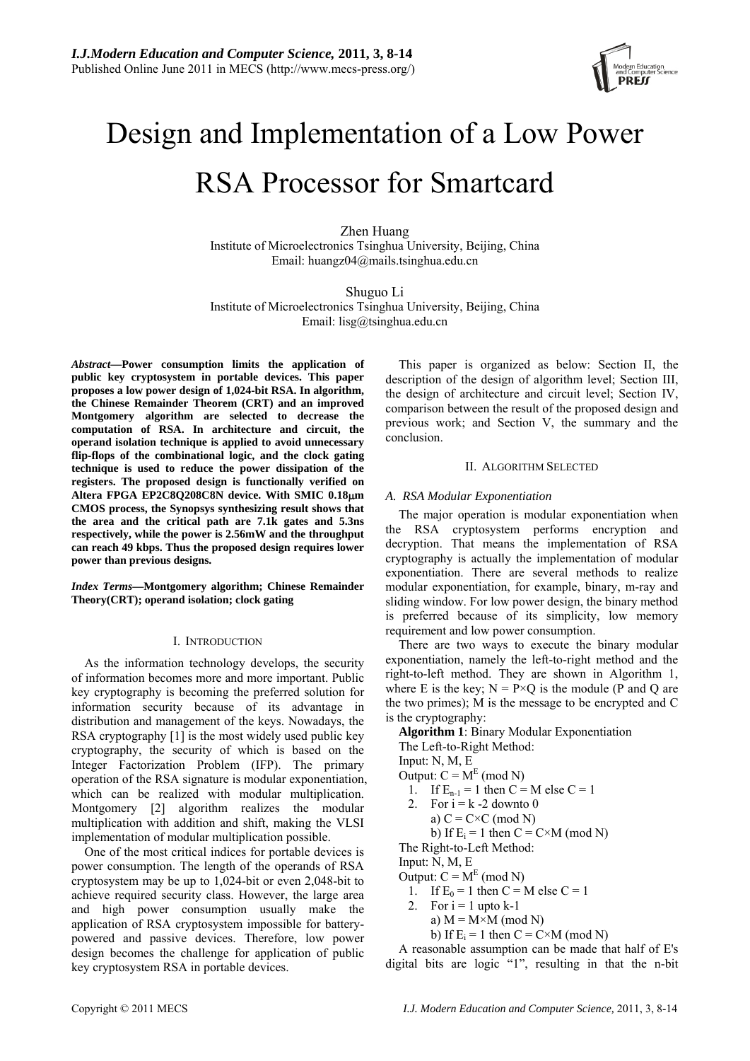# Design and Implementation of a Low Power RSA Processor for Smartcard

Zhen Huang
Institute of Microelectronics Tsinghua University, Beijing, China
Email: huangz04@mails.tsinghua.edu.cn

Shuguo Li
Institute of Microelectronics Tsinghua University, Beijing, China
Email: lisg@tsinghua.edu.cn

***Abstract*—Power consumption limits the application of public key cryptosystem in portable devices. This paper proposes a low power design of 1,024-bit RSA. In algorithm, the Chinese Remainder Theorem (CRT) and an improved Montgomery algorithm are selected to decrease the computation of RSA. In architecture and circuit, the operand isolation technique is applied to avoid unnecessary flip-flops of the combinational logic, and the clock gating technique is used to reduce the power dissipation of the registers. The proposed design is functionally verified on Altera FPGA EP2C8Q208C8N device. With SMIC 0.18μm CMOS process, the Synopsys synthesizing result shows that the area and the critical path are 7.1k gates and 5.3ns respectively, while the power is 2.56mW and the throughput can reach 49 kbps. Thus the proposed design requires lower power than previous designs.**

***Index Terms*—Montgomery algorithm; Chinese Remainder Theory(CRT); operand isolation; clock gating**

## I. Introduction

As the information technology develops, the security of information becomes more and more important. Public key cryptography is becoming the preferred solution for information security because of its advantage in distribution and management of the keys. Nowadays, the RSA cryptography [1] is the most widely used public key cryptography, the security of which is based on the Integer Factorization Problem (IFP). The primary operation of the RSA signature is modular exponentiation, which can be realized with modular multiplication. Montgomery [2] algorithm realizes the modular multiplication with addition and shift, making the VLSI implementation of modular multiplication possible.

One of the most critical indices for portable devices is power consumption. The length of the operands of RSA cryptosystem may be up to 1,024-bit or even 2,048-bit to achieve required security class. However, the large area and high power consumption usually make the application of RSA cryptosystem impossible for battery-powered and passive devices. Therefore, low power design becomes the challenge for application of public key cryptosystem RSA in portable devices.

This paper is organized as below: Section II, the description of the design of algorithm level; Section III, the design of architecture and circuit level; Section IV, comparison between the result of the proposed design and previous work; and Section V, the summary and the conclusion.

## II. Algorithm Selected

### *A. RSA Modular Exponentiation*

The major operation is modular exponentiation when the RSA cryptosystem performs encryption and decryption. That means the implementation of RSA cryptography is actually the implementation of modular exponentiation. There are several methods to realize modular exponentiation, for example, binary, m-ray and sliding window. For low power design, the binary method is preferred because of its simplicity, low memory requirement and low power consumption.

There are two ways to execute the binary modular exponentiation, namely the left-to-right method and the right-to-left method. They are shown in Algorithm 1, where E is the key; $N = P \times Q$ is the module (P and Q are the two primes); M is the message to be encrypted and C is the cryptography:

**Algorithm 1**: Binary Modular Exponentiation

The Left-to-Right Method:
Input: N, M, E
Output: $C = M^E \pmod N$

1. If $E_{n-1} = 1$ then $C = M$ else $C = 1$
2. For $i = k-2$ downto 0
   a) $C = C \times C \pmod N$
   b) If $E_i = 1$ then $C = C \times M \pmod N$

The Right-to-Left Method:
Input: N, M, E
Output: $C = M^E \pmod N$

1. If $E_0 = 1$ then $C = M$ else $C = 1$
2. For $i = 1$ upto $k-1$
   a) $M = M \times M \pmod N$
   b) If $E_i = 1$ then $C = C \times M \pmod N$

A reasonable assumption can be made that half of E's digital bits are logic "1", resulting in that the n-bit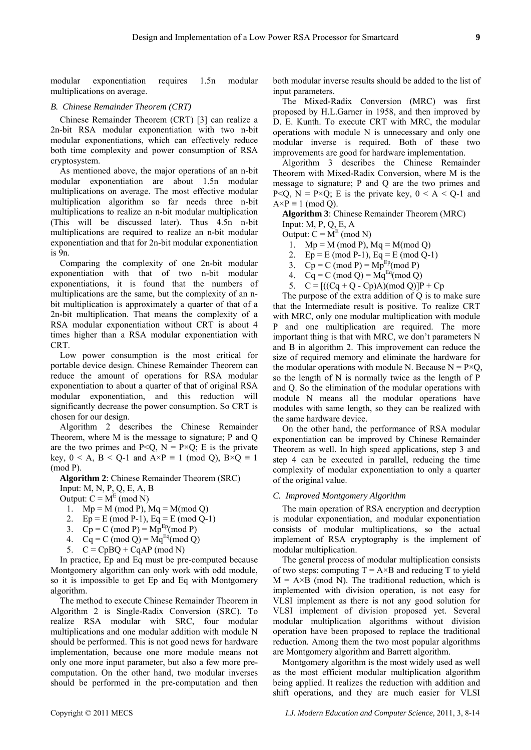modular exponentiation requires 1.5n modular multiplications on average.

### *B. Chinese Remainder Theorem (CRT)*

Chinese Remainder Theorem (CRT) [3] can realize a 2n-bit RSA modular exponentiation with two n-bit modular exponentiations, which can effectively reduce both time complexity and power consumption of RSA cryptosystem.

As mentioned above, the major operations of an n-bit modular exponentiation are about 1.5n modular multiplications on average. The most effective modular multiplication algorithm so far needs three n-bit multiplications to realize an n-bit modular multiplication (This will be discussed later). Thus 4.5n n-bit multiplications are required to realize an n-bit modular exponentiation and that for 2n-bit modular exponentiation is 9n.

Comparing the complexity of one 2n-bit modular exponentiation with that of two n-bit modular exponentiations, it is found that the numbers of multiplications are the same, but the complexity of an n-bit multiplication is approximately a quarter of that of a 2n-bit multiplication. That means the complexity of a RSA modular exponentiation without CRT is about 4 times higher than a RSA modular exponentiation with CRT.

Low power consumption is the most critical for portable device design. Chinese Remainder Theorem can reduce the amount of operations for RSA modular exponentiation to about a quarter of that of original RSA modular exponentiation, and this reduction will significantly decrease the power consumption. So CRT is chosen for our design.

Algorithm 2 describes the Chinese Remainder Theorem, where M is the message to signature; P and Q are the two primes and P<Q, N = P×Q; E is the private key, 0 < A, B < Q-1 and A×P ≡ 1 (mod Q), B×Q ≡ 1 (mod P).

**Algorithm 2**: Chinese Remainder Theorem (SRC)
Input: M, N, P, Q, E, A, B
Output: $C = M^E \pmod N$

1. Mp = M (mod P), Mq = M(mod Q)
2. Ep = E (mod P-1), Eq = E (mod Q-1)
3. Cp = C (mod P) = $Mp^{Ep}$(mod P)
4. Cq = C (mod Q) = $Mq^{Eq}$(mod Q)
5. C = CpBQ + CqAP (mod N)

In practice, Ep and Eq must be pre-computed because Montgomery algorithm can only work with odd module, so it is impossible to get Ep and Eq with Montgomery algorithm.

The method to execute Chinese Remainder Theorem in Algorithm 2 is Single-Radix Conversion (SRC). To realize RSA modular with SRC, four modular multiplications and one modular addition with module N should be performed. This is not good news for hardware implementation, because one more module means not only one more input parameter, but also a few more pre-computation. On the other hand, two modular inverses should be performed in the pre-computation and then both modular inverse results should be added to the list of input parameters.

The Mixed-Radix Conversion (MRC) was first proposed by H.L.Garner in 1958, and then improved by D. E. Kunth. To execute CRT with MRC, the modular operations with module N is unnecessary and only one modular inverse is required. Both of these two improvements are good for hardware implementation.

Algorithm 3 describes the Chinese Remainder Theorem with Mixed-Radix Conversion, where M is the message to signature; P and Q are the two primes and P<Q, N = P×Q; E is the private key, 0 < A < Q-1 and A×P ≡ 1 (mod Q).

**Algorithm 3**: Chinese Remainder Theorem (MRC)
Input: M, P, Q, E, A
Output: $C = M^E \pmod N$

1. Mp = M (mod P), Mq = M(mod Q)
2. Ep = E (mod P-1), Eq = E (mod Q-1)
3. Cp = C (mod P) = $Mp^{Ep}$(mod P)
4. Cq = C (mod Q) = $Mq^{Eq}$(mod Q)
5. C = [((Cq + Q - Cp)A)(mod Q)]P + Cp

The purpose of the extra addition of Q is to make sure that the Intermediate result is positive. To realize CRT with MRC, only one modular multiplication with module P and one multiplication are required. The more important thing is that with MRC, we don't parameters N and B in algorithm 2. This improvement can reduce the size of required memory and eliminate the hardware for the modular operations with module N. Because N = P×Q, so the length of N is normally twice as the length of P and Q. So the elimination of the modular operations with module N means all the modular operations have modules with same length, so they can be realized with the same hardware device.

On the other hand, the performance of RSA modular exponentiation can be improved by Chinese Remainder Theorem as well. In high speed applications, step 3 and step 4 can be executed in parallel, reducing the time complexity of modular exponentiation to only a quarter of the original value.

### *C. Improved Montgomery Algorithm*

The main operation of RSA encryption and decryption is modular exponentiation, and modular exponentiation consists of modular multiplications, so the actual implement of RSA cryptography is the implement of modular multiplication.

The general process of modular multiplication consists of two steps: computing T = A×B and reducing T to yield M = A×B (mod N). The traditional reduction, which is implemented with division operation, is not easy for VLSI implement as there is not any good solution for VLSI implement of division proposed yet. Several modular multiplication algorithms without division operation have been proposed to replace the traditional reduction. Among them the two most popular algorithms are Montgomery algorithm and Barrett algorithm.

Montgomery algorithm is the most widely used as well as the most efficient modular multiplication algorithm being applied. It realizes the reduction with addition and shift operations, and they are much easier for VLSI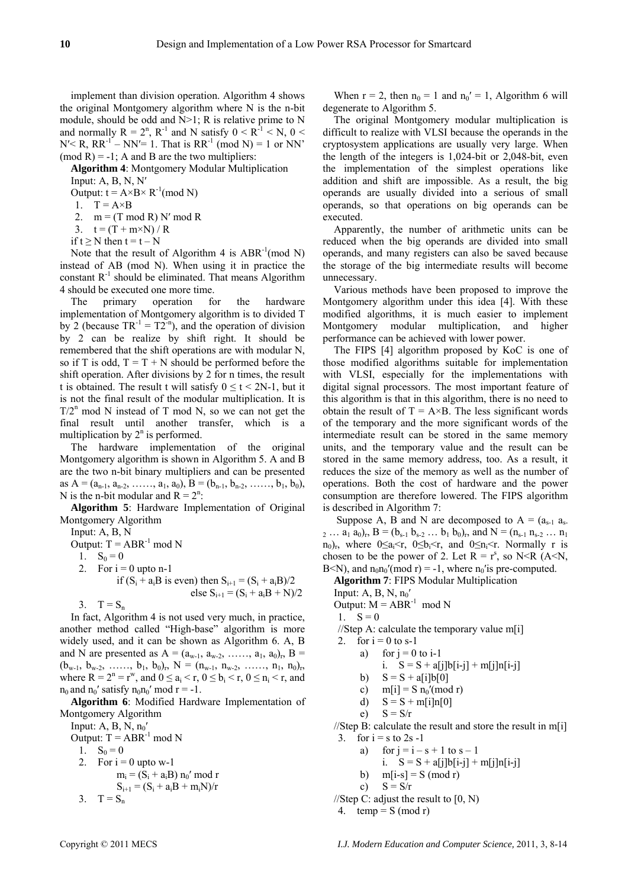implement than division operation. Algorithm 4 shows the original Montgomery algorithm where N is the n-bit module, should be odd and N>1; R is relative prime to N and normally $R = 2^n$, $R^{-1}$ and N satisfy $0 < R^{-1} < N$, $0 < N' < R$, $RR^{-1} - NN' = 1$. That is $RR^{-1} \pmod N) = 1$ or $NN' \pmod R) = -1$; A and B are the two multipliers:

**Algorithm 4**: Montgomery Modular Multiplication

Input: A, B, N, N′

Output: $t = A \times B \times R^{-1} (\text{mod } N)$

1. $T = A \times B$
2. $m = (T \bmod R) N' \bmod R$
3. $t = (T + m \times N) / R$

if $t \geq N$ then $t = t - N$

Note that the result of Algorithm 4 is $ABR^{-1}(\text{mod } N)$ instead of AB (mod N). When using it in practice the constant $R^{-1}$ should be eliminated. That means Algorithm 4 should be executed one more time.

The primary operation for the hardware implementation of Montgomery algorithm is to divided T by 2 (because $TR^{-1} = T2^{-n}$), and the operation of division by 2 can be realize by shift right. It should be remembered that the shift operations are with modular N, so if T is odd, $T = T + N$ should be performed before the shift operation. After divisions by 2 for n times, the result t is obtained. The result t will satisfy $0 \leq t < 2N-1$, but it is not the final result of the modular multiplication. It is $T/2^n \bmod N$ instead of T mod N, so we can not get the final result until another transfer, which is a multiplication by $2^n$ is performed.

The hardware implementation of the original Montgomery algorithm is shown in Algorithm 5. A and B are the two n-bit binary multipliers and can be presented as $A = (a_{n-1}, a_{n-2}, \ldots\ldots, a_1, a_0)$, $B = (b_{n-1}, b_{n-2}, \ldots\ldots, b_1, b_0)$, N is the n-bit modular and $R = 2^n$:

**Algorithm 5**: Hardware Implementation of Original Montgomery Algorithm

Input: A, B, N

Output: $T = ABR^{-1} \bmod N$

1. $S_0 = 0$
2. For i = 0 upto n-1

   if $(S_i + a_iB$ is even) then $S_{i+1} = (S_i + a_iB)/2$

   else $S_{i+1} = (S_i + a_iB + N)/2$
3. $T = S_n$

In fact, Algorithm 4 is not used very much, in practice, another method called "High-base" algorithm is more widely used, and it can be shown as Algorithm 6. A, B and N are presented as $A = (a_{w-1}, a_{w-2}, \ldots\ldots, a_1, a_0)_r$, $B = (b_{w-1}, b_{w-2}, \ldots\ldots, b_1, b_0)_r$, $N = (n_{w-1}, n_{w-2}, \ldots\ldots, n_1, n_0)_r$, where $R = 2^n = r^w$, and $0 \leq a_i < r$, $0 \leq b_i < r$, $0 \leq n_i < r$, and $n_0$ and $n_0'$ satisfy $n_0 n_0' \bmod r = -1$.

**Algorithm 6**: Modified Hardware Implementation of Montgomery Algorithm

Input: A, B, N, $n_0'$

Output: $T = ABR^{-1} \bmod N$

1. $S_0 = 0$
2. For i = 0 upto w-1

   $m_i = (S_i + a_iB)\, n_0' \bmod r$

   $S_{i+1} = (S_i + a_iB + m_iN)/r$
3. $T = S_n$

When r = 2, then $n_0 = 1$ and $n_0' = 1$, Algorithm 6 will degenerate to Algorithm 5.

The original Montgomery modular multiplication is difficult to realize with VLSI because the operands in the cryptosystem applications are usually very large. When the length of the integers is 1,024-bit or 2,048-bit, even the implementation of the simplest operations like addition and shift are impossible. As a result, the big operands are usually divided into a serious of small operands, so that operations on big operands can be executed.

Apparently, the number of arithmetic units can be reduced when the big operands are divided into small operands, and many registers can also be saved because the storage of the big intermediate results will become unnecessary.

Various methods have been proposed to improve the Montgomery algorithm under this idea [4]. With these modified algorithms, it is much easier to implement Montgomery modular multiplication, and higher performance can be achieved with lower power.

The FIPS [4] algorithm proposed by KoC is one of those modified algorithms suitable for implementation with VLSI, especially for the implementations with digital signal processors. The most important feature of this algorithm is that in this algorithm, there is no need to obtain the result of $T = A \times B$. The less significant words of the temporary and the more significant words of the intermediate result can be stored in the same memory units, and the temporary value and the result can be stored in the same memory address, too. As a result, it reduces the size of the memory as well as the number of operations. Both the cost of hardware and the power consumption are therefore lowered. The FIPS algorithm is described in Algorithm 7:

Suppose A, B and N are decomposed to $A = (a_{s-1}\, a_{s-2} \ldots a_1\, a_0)_r$, $B = (b_{s-1}\, b_{s-2} \ldots b_1\, b_0)_r$, and $N = (n_{s-1}\, n_{s-2} \ldots n_1\, n_0)_r$, where $0 \leq a_i < r$, $0 \leq b_i < r$, and $0 \leq n_i < r$. Normally r is chosen to be the power of 2. Let $R = r^s$, so N<R (A<N, B<N), and $n_0 n_0' (\text{mod } r) = -1$, where $n_0'$is pre-computed.

**Algorithm 7**: FIPS Modular Multiplication

Input: A, B, N, $n_0'$

Output: $M = ABR^{-1} \bmod N$

1. S = 0

//Step A: calculate the temporary value m[i]

2. for i = 0 to s-1
   a) for j = 0 to i-1
      i. S = S + a[j]b[i-j] + m[j]n[i-j]
   b) S = S + a[i]b[0]
   c) m[i] = S $n_0'$(mod r)
   d) S = S + m[i]n[0]
   e) S = S/r

//Step B: calculate the result and store the result in m[i]

3. for i = s to 2s -1
   a) for j = i – s + 1 to s – 1
      i. S = S + a[j]b[i-j] + m[j]n[i-j]
   b) m[i-s] = S (mod r)
   c) S = S/r

//Step C: adjust the result to [0, N)

4. temp = S (mod r)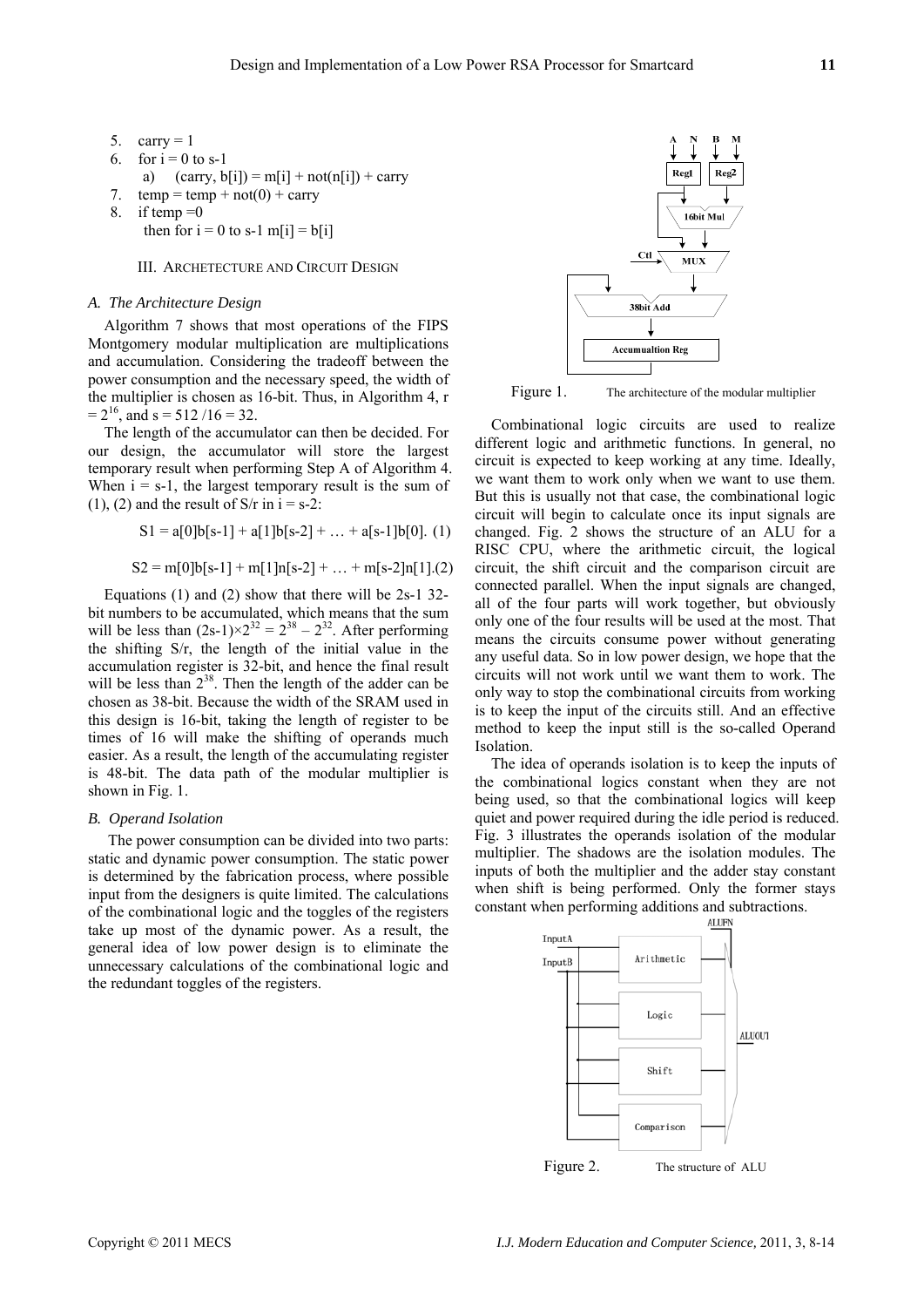5. carry = 1
6. for i = 0 to s-1
   a) (carry, b[i]) = m[i] + not(n[i]) + carry
7. temp = temp + not(0) + carry
8. if temp =0
   then for i = 0 to s-1 m[i] = b[i]

## III. ARCHETECTURE AND CIRCUIT DESIGN

### *A. The Architecture Design*

Algorithm 7 shows that most operations of the FIPS Montgomery modular multiplication are multiplications and accumulation. Considering the tradeoff between the power consumption and the necessary speed, the width of the multiplier is chosen as 16-bit. Thus, in Algorithm 4, $r = 2^{16}$, and $s = 512 / 16 = 32$.

The length of the accumulator can then be decided. For our design, the accumulator will store the largest temporary result when performing Step A of Algorithm 4. When $i = s-1$, the largest temporary result is the sum of (1), (2) and the result of S/r in $i = s-2$:

$$S1 = a[0]b[s-1] + a[1]b[s-2] + \ldots + a[s-1]b[0]. \quad (1)$$

$$S2 = m[0]b[s-1] + m[1]n[s-2] + \ldots + m[s-2]n[1]. \quad (2)$$

Equations (1) and (2) show that there will be 2s-1 32-bit numbers to be accumulated, which means that the sum will be less than $(2s-1)\times 2^{32} = 2^{38} - 2^{32}$. After performing the shifting S/r, the length of the initial value in the accumulation register is 32-bit, and hence the final result will be less than $2^{38}$. Then the length of the adder can be chosen as 38-bit. Because the width of the SRAM used in this design is 16-bit, taking the length of register to be times of 16 will make the shifting of operands much easier. As a result, the length of the accumulating register is 48-bit. The data path of the modular multiplier is shown in Fig. 1.

### *B. Operand Isolation*

The power consumption can be divided into two parts: static and dynamic power consumption. The static power is determined by the fabrication process, where possible input from the designers is quite limited. The calculations of the combinational logic and the toggles of the registers take up most of the dynamic power. As a result, the general idea of low power design is to eliminate the unnecessary calculations of the combinational logic and the redundant toggles of the registers.

Figure 1. The architecture of the modular multiplier

Combinational logic circuits are used to realize different logic and arithmetic functions. In general, no circuit is expected to keep working at any time. Ideally, we want them to work only when we want to use them. But this is usually not that case, the combinational logic circuit will begin to calculate once its input signals are changed. Fig. 2 shows the structure of an ALU for a RISC CPU, where the arithmetic circuit, the logical circuit, the shift circuit and the comparison circuit are connected parallel. When the input signals are changed, all of the four parts will work together, but obviously only one of the four results will be used at the most. That means the circuits consume power without generating any useful data. So in low power design, we hope that the circuits will not work until we want them to work. The only way to stop the combinational circuits from working is to keep the input of the circuits still. And an effective method to keep the input still is the so-called Operand Isolation.

The idea of operands isolation is to keep the inputs of the combinational logics constant when they are not being used, so that the combinational logics will keep quiet and power required during the idle period is reduced. Fig. 3 illustrates the operands isolation of the modular multiplier. The shadows are the isolation modules. The inputs of both the multiplier and the adder stay constant when shift is being performed. Only the former stays constant when performing additions and subtractions.

Figure 2. The structure of ALU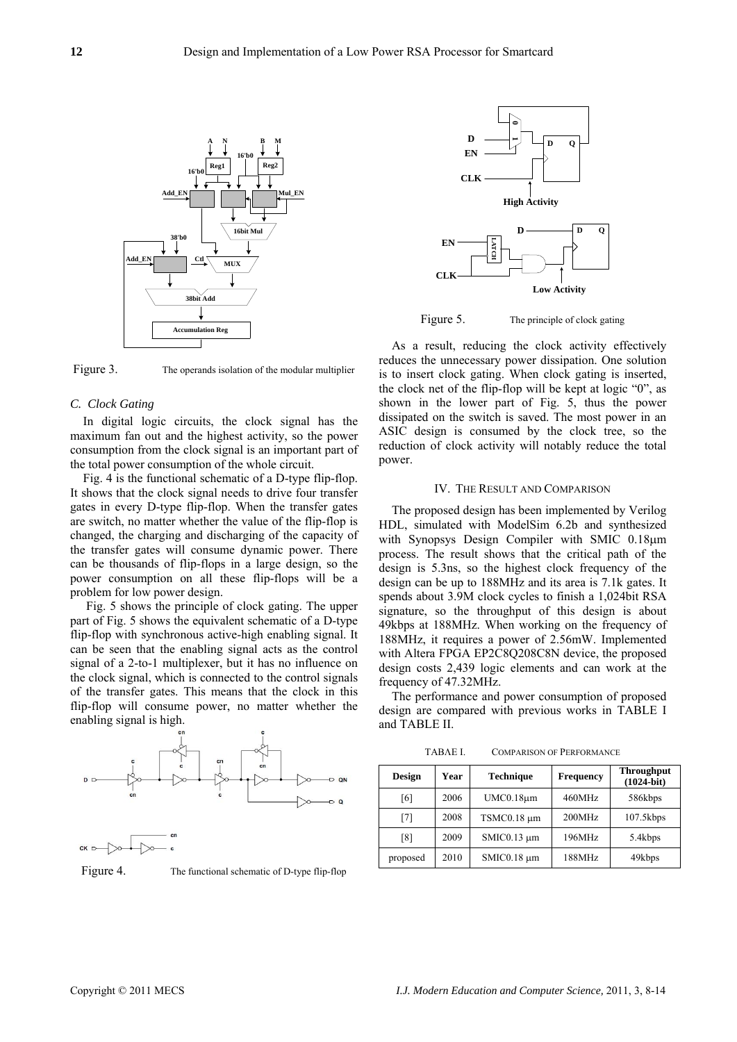Figure 3. The operands isolation of the modular multiplier

### C. Clock Gating

In digital logic circuits, the clock signal has the maximum fan out and the highest activity, so the power consumption from the clock signal is an important part of the total power consumption of the whole circuit.

Fig. 4 is the functional schematic of a D-type flip-flop. It shows that the clock signal needs to drive four transfer gates in every D-type flip-flop. When the transfer gates are switch, no matter whether the value of the flip-flop is changed, the charging and discharging of the capacity of the transfer gates will consume dynamic power. There can be thousands of flip-flops in a large design, so the power consumption on all these flip-flops will be a problem for low power design.

Fig. 5 shows the principle of clock gating. The upper part of Fig. 5 shows the equivalent schematic of a D-type flip-flop with synchronous active-high enabling signal. It can be seen that the enabling signal acts as the control signal of a 2-to-1 multiplexer, but it has no influence on the clock signal, which is connected to the control signals of the transfer gates. This means that the clock in this flip-flop will consume power, no matter whether the enabling signal is high.

Figure 4. The functional schematic of D-type flip-flop

Figure 5. The principle of clock gating

As a result, reducing the clock activity effectively reduces the unnecessary power dissipation. One solution is to insert clock gating. When clock gating is inserted, the clock net of the flip-flop will be kept at logic "0", as shown in the lower part of Fig. 5, thus the power dissipated on the switch is saved. The most power in an ASIC design is consumed by the clock tree, so the reduction of clock activity will notably reduce the total power.

## IV. The Result and Comparison

The proposed design has been implemented by Verilog HDL, simulated with ModelSim 6.2b and synthesized with Synopsys Design Compiler with SMIC 0.18μm process. The result shows that the critical path of the design is 5.3ns, so the highest clock frequency of the design can be up to 188MHz and its area is 7.1k gates. It spends about 3.9M clock cycles to finish a 1,024bit RSA signature, so the throughput of this design is about 49kbps at 188MHz. When working on the frequency of 188MHz, it requires a power of 2.56mW. Implemented with Altera FPGA EP2C8Q208C8N device, the proposed design costs 2,439 logic elements and can work at the frequency of 47.32MHz.

The performance and power consumption of proposed design are compared with previous works in TABLE I and TABLE II.

TABΛE I. Comparison of Performance

| Design | Year | Technique | Frequency | Throughput (1024-bit) |
|---|---|---|---|---|
| [6] | 2006 | UMC0.18μm | 460MHz | 586kbps |
| [7] | 2008 | TSMC0.18 μm | 200MHz | 107.5kbps |
| [8] | 2009 | SMIC0.13 μm | 196MHz | 5.4kbps |
| proposed | 2010 | SMIC0.18 μm | 188MHz | 49kbps |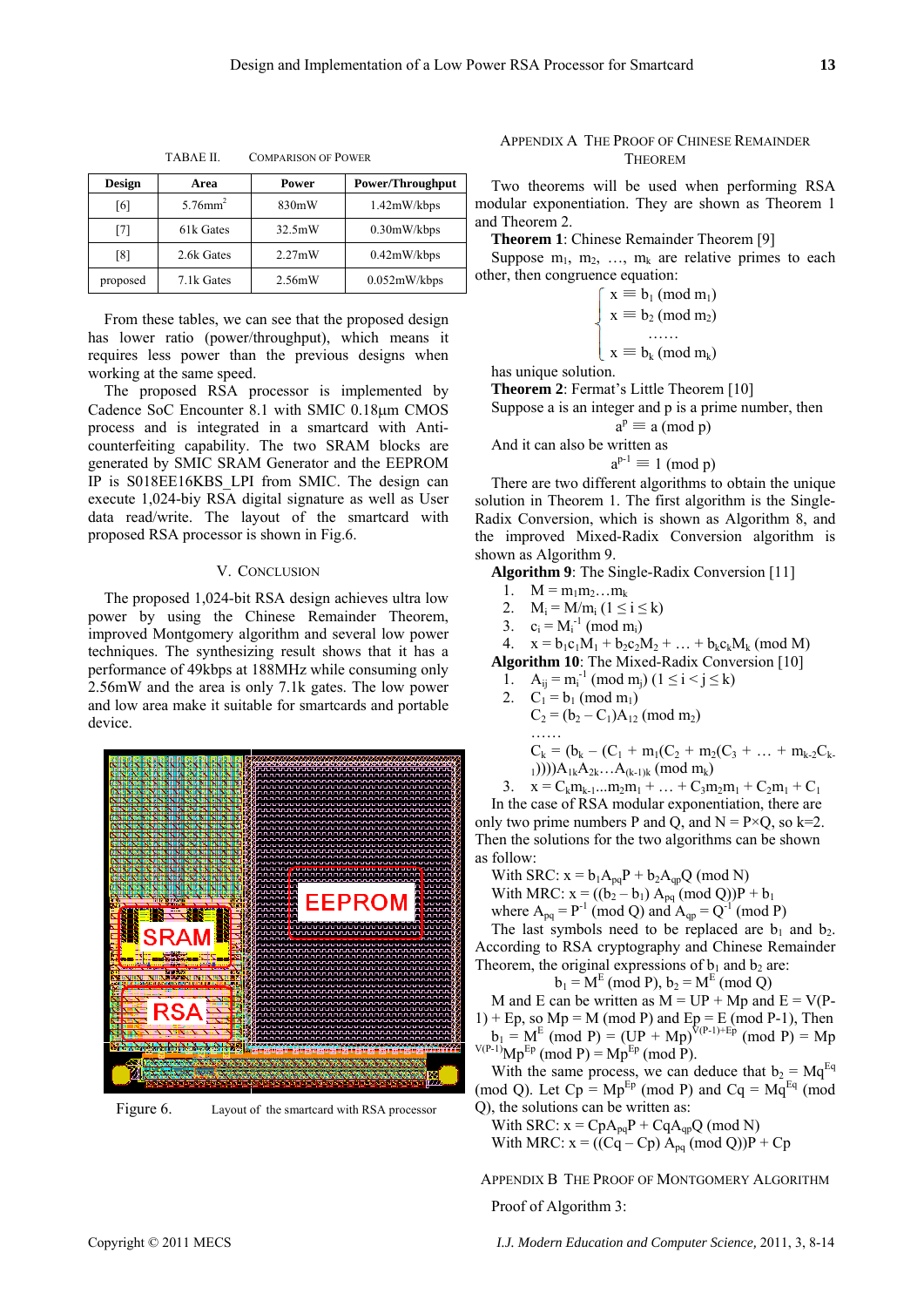TABAE II. COMPARISON OF POWER

| Design | Area | Power | Power/Throughput |
|---|---|---|---|
| [6] | 5.76mm$^2$ | 830mW | 1.42mW/kbps |
| [7] | 61k Gates | 32.5mW | 0.30mW/kbps |
| [8] | 2.6k Gates | 2.27mW | 0.42mW/kbps |
| proposed | 7.1k Gates | 2.56mW | 0.052mW/kbps |

From these tables, we can see that the proposed design has lower ratio (power/throughput), which means it requires less power than the previous designs when working at the same speed.

The proposed RSA processor is implemented by Cadence SoC Encounter 8.1 with SMIC 0.18μm CMOS process and is integrated in a smartcard with Anti-counterfeiting capability. The two SRAM blocks are generated by SMIC SRAM Generator and the EEPROM IP is S018EE16KBS_LPI from SMIC. The design can execute 1,024-biy RSA digital signature as well as User data read/write. The layout of the smartcard with proposed RSA processor is shown in Fig.6.

## V. CONCLUSION

The proposed 1,024-bit RSA design achieves ultra low power by using the Chinese Remainder Theorem, improved Montgomery algorithm and several low power techniques. The synthesizing result shows that it has a performance of 49kbps at 188MHz while consuming only 2.56mW and the area is only 7.1k gates. The low power and low area make it suitable for smartcards and portable device.

Figure 6. Layout of the smartcard with RSA processor

## APPENDIX A THE PROOF OF CHINESE REMAINDER THEOREM

Two theorems will be used when performing RSA modular exponentiation. They are shown as Theorem 1 and Theorem 2.

**Theorem 1**: Chinese Remainder Theorem [9]

Suppose $m_1$, $m_2$, …, $m_k$ are relative primes to each other, then congruence equation:

$$\begin{cases} x \equiv b_1 \pmod{m_1} \\ x \equiv b_2 \pmod{m_2} \\ \quad \cdots\cdots \\ x \equiv b_k \pmod{m_k} \end{cases}$$

has unique solution.

**Theorem 2**: Fermat's Little Theorem [10]

Suppose a is an integer and p is a prime number, then

$$a^p \equiv a \pmod{p}$$

And it can also be written as

$$a^{p-1} \equiv 1 \pmod{p}$$

There are two different algorithms to obtain the unique solution in Theorem 1. The first algorithm is the Single-Radix Conversion, which is shown as Algorithm 8, and the improved Mixed-Radix Conversion algorithm is shown as Algorithm 9.

**Algorithm 9**: The Single-Radix Conversion [11]

1. $M = m_1 m_2 \ldots m_k$
2. $M_i = M/m_i \ (1 \le i \le k)$
3. $c_i = M_i^{-1} \pmod{m_i}$
4. $x = b_1 c_1 M_1 + b_2 c_2 M_2 + \ldots + b_k c_k M_k \pmod{M}$

**Algorithm 10**: The Mixed-Radix Conversion [10]

1. $A_{ij} = m_i^{-1} \pmod{m_j} \ (1 \le i < j \le k)$
2. $C_1 = b_1 \pmod{m_1}$
   $C_2 = (b_2 - C_1)A_{12} \pmod{m_2}$
   ……
   $C_k = (b_k - (C_1 + m_1(C_2 + m_2(C_3 + \ldots + m_{k-2}C_{k-1})))) A_{1k}A_{2k}\ldots A_{(k-1)k} \pmod{m_k}$
3. $x = C_k m_{k-1} \ldots m_2 m_1 + \ldots + C_3 m_2 m_1 + C_2 m_1 + C_1$

In the case of RSA modular exponentiation, there are only two prime numbers P and Q, and $N = P \times Q$, so k=2. Then the solutions for the two algorithms can be shown as follow:

With SRC: $x = b_1 A_{pq} P + b_2 A_{qp} Q \pmod{N}$

With MRC: $x = ((b_2 - b_1)\, A_{pq} \pmod{Q})P + b_1$

where $A_{pq} = P^{-1} \pmod{Q}$ and $A_{qp} = Q^{-1} \pmod{P}$

The last symbols need to be replaced are $b_1$ and $b_2$. According to RSA cryptography and Chinese Remainder Theorem, the original expressions of $b_1$ and $b_2$ are:

$$b_1 = M^E \pmod{P},\ b_2 = M^E \pmod{Q}$$

M and E can be written as $M = UP + Mp$ and $E = V(P-1) + Ep$, so $Mp = M \pmod{P}$ and $Ep = E \pmod{P-1}$, Then $b_1 = M^E \pmod{P} = (UP + Mp)^{V(P-1)+Ep} \pmod{P} = Mp^{V(P-1)} Mp^{Ep} \pmod{P} = Mp^{Ep} \pmod{P}$.

With the same process, we can deduce that $b_2 = Mq^{Eq} \pmod{Q}$. Let $Cp = Mp^{Ep} \pmod{P}$ and $Cq = Mq^{Eq} \pmod{Q}$, the solutions can be written as:

With SRC: $x = CpA_{pq}P + CqA_{qp}Q \pmod{N}$

With MRC: $x = ((Cq - Cp)\, A_{pq} \pmod{Q})P + Cp$

## APPENDIX B THE PROOF OF MONTGOMERY ALGORITHM

Proof of Algorithm 3: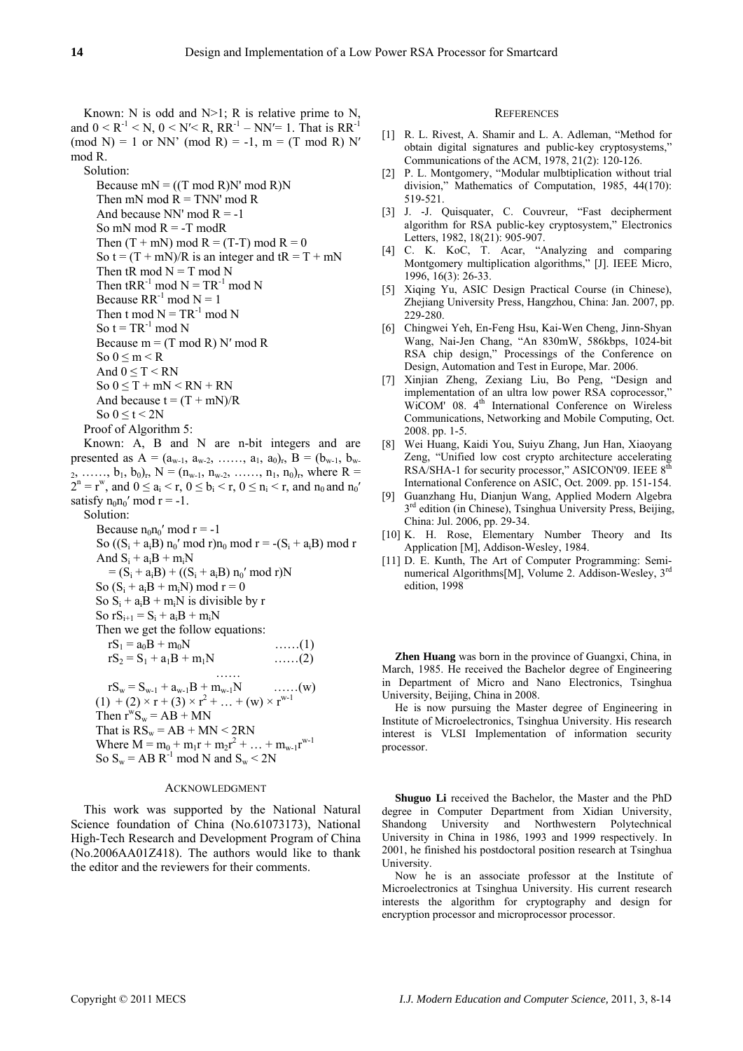Known: N is odd and N>1; R is relative prime to N, and $0 < R^{-1} < N$, $0 < N' < R$, $RR^{-1} - NN' = 1$. That is $RR^{-1} \pmod N = 1$ or $NN' \pmod R = -1$, $m = (T \bmod R) N' \bmod R$.

Solution:

Because $mN = ((T \bmod R)N' \bmod R)N$

Then $mN \bmod R = TNN' \bmod R$

And because $NN' \bmod R = -1$

So $mN \bmod R = -T \bmod R$

Then $(T + mN) \bmod R = (T-T) \bmod R = 0$

So $t = (T + mN)/R$ is an integer and $tR = T + mN$

Then $tR \bmod N = T \bmod N$

Then $tRR^{-1} \bmod N = TR^{-1} \bmod N$

Because $RR^{-1} \bmod N = 1$

Then $t \bmod N = TR^{-1} \bmod N$

So $t = TR^{-1} \bmod N$

Because $m = (T \bmod R) N' \bmod R$

So $0 \leq m < R$

And $0 \leq T < RN$

So $0 \leq T + mN < RN + RN$

And because $t = (T + mN)/R$

So $0 \leq t < 2N$

Proof of Algorithm 5:

Known: A, B and N are n-bit integers and are presented as $A = (a_{w-1}, a_{w-2}, \ldots\ldots, a_1, a_0)_r$, $B = (b_{w-1}, b_{w-2}, \ldots\ldots, b_1, b_0)_r$, $N = (n_{w-1}, n_{w-2}, \ldots\ldots, n_1, n_0)_r$, where $R = 2^n = r^w$, and $0 \leq a_i < r$, $0 \leq b_i < r$, $0 \leq n_i < r$, and $n_0$ and $n_0'$ satisfy $n_0n_0' \bmod r = -1$.

Solution:

Because $n_0n_0' \bmod r = -1$

So $((S_i + a_iB)\, n_0' \bmod r)n_0 \bmod r = -(S_i + a_iB) \bmod r$

And $S_i + a_iB + m_iN$

$= (S_i + a_iB) + ((S_i + a_iB)\, n_0' \bmod r)N$

So $(S_i + a_iB + m_iN) \bmod r = 0$

So $S_i + a_iB + m_iN$ is divisible by r

So $rS_{i+1} = S_i + a_iB + m_iN$

Then we get the follow equations:

$rS_1 = a_0B + m_0N$ ……(1)

$rS_2 = S_1 + a_1B + m_1N$ ……(2)

……

$rS_w = S_{w-1} + a_{w-1}B + m_{w-1}N$ ……(w)

$(1) + (2) \times r + (3) \times r^2 + \ldots + (w) \times r^{w-1}$

Then $r^wS_w = AB + MN$

That is $RS_w = AB + MN < 2RN$

Where $M = m_0 + m_1r + m_2r^2 + \ldots + m_{w-1}r^{w-1}$

So $S_w = AB\, R^{-1} \bmod N$ and $S_w < 2N$

## ACKNOWLEDGMENT

This work was supported by the National Natural Science foundation of China (No.61073173), National High-Tech Research and Development Program of China (No.2006AA01Z418). The authors would like to thank the editor and the reviewers for their comments.

## REFERENCES

[1] R. L. Rivest, A. Shamir and L. A. Adleman, "Method for obtain digital signatures and public-key cryptosystems," Communications of the ACM, 1978, 21(2): 120-126.

[2] P. L. Montgomery, "Modular mulbtiplication without trial division," Mathematics of Computation, 1985, 44(170): 519-521.

[3] J. -J. Quisquater, C. Couvreur, "Fast decipherment algorithm for RSA public-key cryptosystem," Electronics Letters, 1982, 18(21): 905-907.

[4] C. K. KoC, T. Acar, "Analyzing and comparing Montgomery multiplication algorithms," [J]. IEEE Micro, 1996, 16(3): 26-33.

[5] Xiqing Yu, ASIC Design Practical Course (in Chinese), Zhejiang University Press, Hangzhou, China: Jan. 2007, pp. 229-280.

[6] Chingwei Yeh, En-Feng Hsu, Kai-Wen Cheng, Jinn-Shyan Wang, Nai-Jen Chang, "An 830mW, 586kbps, 1024-bit RSA chip design," Processings of the Conference on Design, Automation and Test in Europe, Mar. 2006.

[7] Xinjian Zheng, Zexiang Liu, Bo Peng, "Design and implementation of an ultra low power RSA coprocessor," WiCOM' 08. 4th International Conference on Wireless Communications, Networking and Mobile Computing, Oct. 2008. pp. 1-5.

[8] Wei Huang, Kaidi You, Suiyu Zhang, Jun Han, Xiaoyang Zeng, "Unified low cost crypto architecture accelerating RSA/SHA-1 for security processor," ASICON'09. IEEE 8th International Conference on ASIC, Oct. 2009. pp. 151-154.

[9] Guanzhang Hu, Dianjun Wang, Applied Modern Algebra 3rd edition (in Chinese), Tsinghua University Press, Beijing, China: Jul. 2006, pp. 29-34.

[10] K. H. Rose, Elementary Number Theory and Its Application [M], Addison-Wesley, 1984.

[11] D. E. Kunth, The Art of Computer Programming: Semi-numerical Algorithms[M], Volume 2. Addison-Wesley, 3rd edition, 1998

**Zhen Huang** was born in the province of Guangxi, China, in March, 1985. He received the Bachelor degree of Engineering in Department of Micro and Nano Electronics, Tsinghua University, Beijing, China in 2008.

He is now pursuing the Master degree of Engineering in Institute of Microelectronics, Tsinghua University. His research interest is VLSI Implementation of information security processor.

**Shuguo Li** received the Bachelor, the Master and the PhD degree in Computer Department from Xidian University, Shandong University and Northwestern Polytechnical University in China in 1986, 1993 and 1999 respectively. In 2001, he finished his postdoctoral position research at Tsinghua University.

Now he is an associate professor at the Institute of Microelectronics at Tsinghua University. His current research interests the algorithm for cryptography and design for encryption processor and microprocessor processor.